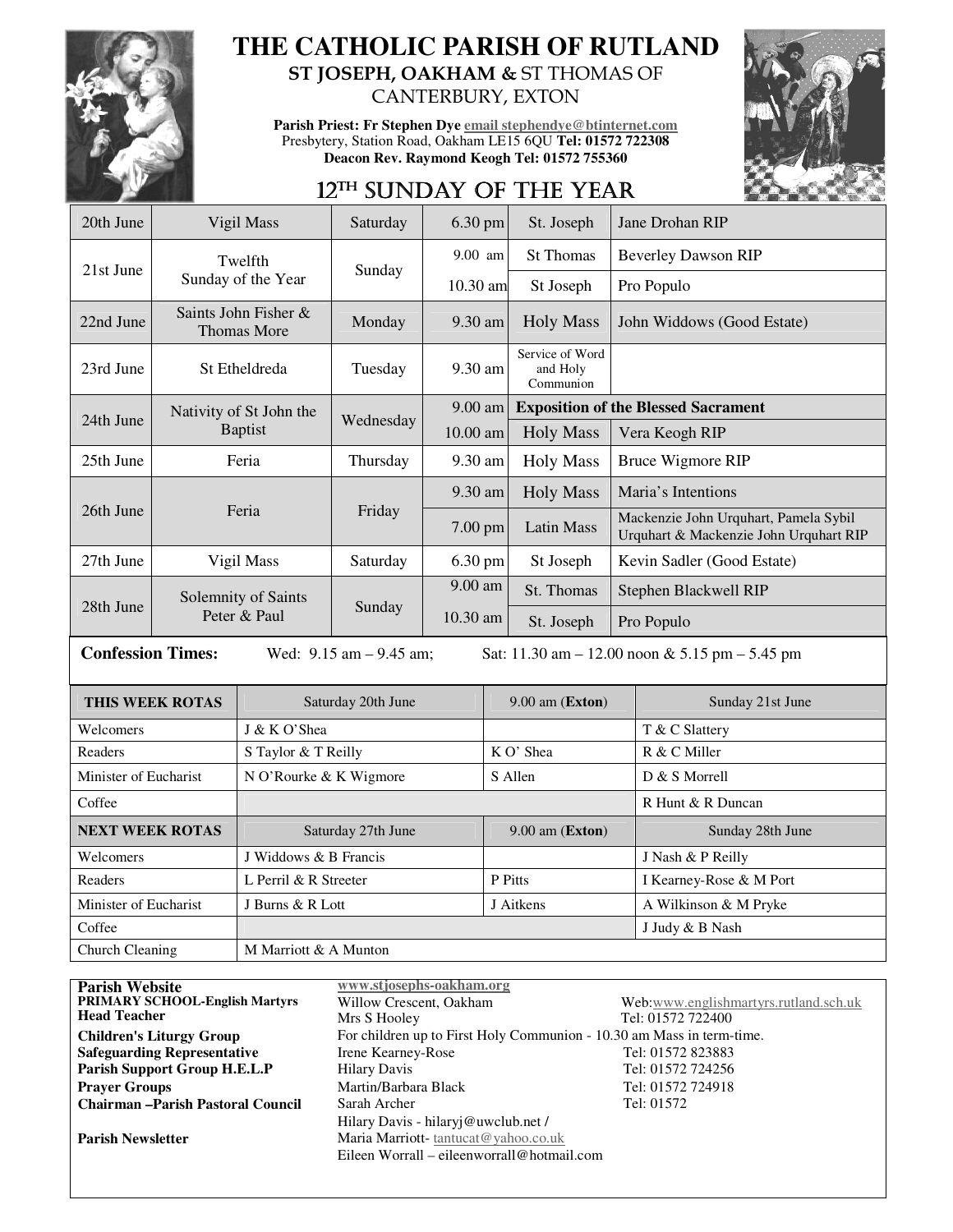# THE CATHOLIC PARISH OF RUTLAND

**ST JOSEPH, OAKHAM &** ST THOMAS OF CANTERBURY, EXTON

**Parish Priest: Fr Stephen Dye** email stephendye@btinternet.com
Presbytery, Station Road, Oakham LE15 6QU **Tel: 01572 722308**
**Deacon Rev. Raymond Keogh Tel: 01572 755360**

## 12TH SUNDAY OF THE YEAR

| | | | | | |
|---|---|---|---|---|---|
| 20th June | Vigil Mass | Saturday | 6.30 pm | St. Joseph | Jane Drohan RIP |
| 21st June | Twelfth Sunday of the Year | Sunday | 9.00 am | St Thomas | Beverley Dawson RIP |
| | | | 10.30 am | St Joseph | Pro Populo |
| 22nd June | Saints John Fisher & Thomas More | Monday | 9.30 am | Holy Mass | John Widdows (Good Estate) |
| 23rd June | St Etheldreda | Tuesday | 9.30 am | Service of Word and Holy Communion | |
| 24th June | Nativity of St John the Baptist | Wednesday | 9.00 am | **Exposition of the Blessed Sacrament** | |
| | | | 10.00 am | Holy Mass | Vera Keogh RIP |
| 25th June | Feria | Thursday | 9.30 am | Holy Mass | Bruce Wigmore RIP |
| 26th June | Feria | Friday | 9.30 am | Holy Mass | Maria's Intentions |
| | | | 7.00 pm | Latin Mass | Mackenzie John Urquhart, Pamela Sybil Urquhart & Mackenzie John Urquhart RIP |
| 27th June | Vigil Mass | Saturday | 6.30 pm | St Joseph | Kevin Sadler (Good Estate) |
| 28th June | Solemnity of Saints Peter & Paul | Sunday | 9.00 am | St. Thomas | Stephen Blackwell RIP |
| | | | 10.30 am | St. Joseph | Pro Populo |

**Confession Times:** Wed: 9.15 am – 9.45 am; Sat: 11.30 am – 12.00 noon & 5.15 pm – 5.45 pm

| **THIS WEEK ROTAS** | Saturday 20th June | 9.00 am (**Exton**) | Sunday 21st June |
|---|---|---|---|
| Welcomers | J & K O'Shea | | T & C Slattery |
| Readers | S Taylor & T Reilly | K O' Shea | R & C Miller |
| Minister of Eucharist | N O'Rourke & K Wigmore | S Allen | D & S Morrell |
| Coffee | | | R Hunt & R Duncan |
| **NEXT WEEK ROTAS** | Saturday 27th June | 9.00 am (**Exton**) | Sunday 28th June |
| Welcomers | J Widdows & B Francis | | J Nash & P Reilly |
| Readers | L Perril & R Streeter | P Pitts | I Kearney-Rose & M Port |
| Minister of Eucharist | J Burns & R Lott | J Aitkens | A Wilkinson & M Pryke |
| Coffee | | | J Judy & B Nash |
| Church Cleaning | M Marriott & A Munton | | |

| | | |
|---|---|---|
| **Parish Website** | www.stjosephs-oakham.org | |
| **PRIMARY SCHOOL-English Martyrs** | Willow Crescent, Oakham | Web:www.englishmartyrs.rutland.sch.uk |
| **Head Teacher** | Mrs S Hooley | Tel: 01572 722400 |
| **Children's Liturgy Group** | For children up to First Holy Communion - 10.30 am Mass in term-time. | |
| **Safeguarding Representative** | Irene Kearney-Rose | Tel: 01572 823883 |
| **Parish Support Group H.E.L.P** | Hilary Davis | Tel: 01572 724256 |
| **Prayer Groups** | Martin/Barbara Black | Tel: 01572 724918 |
| **Chairman –Parish Pastoral Council** | Sarah Archer | Tel: 01572 |
| **Parish Newsletter** | Hilary Davis - hilaryj@uwclub.net / Maria Marriott- tantucat@yahoo.co.uk / Eileen Worrall – eileenworrall@hotmail.com | |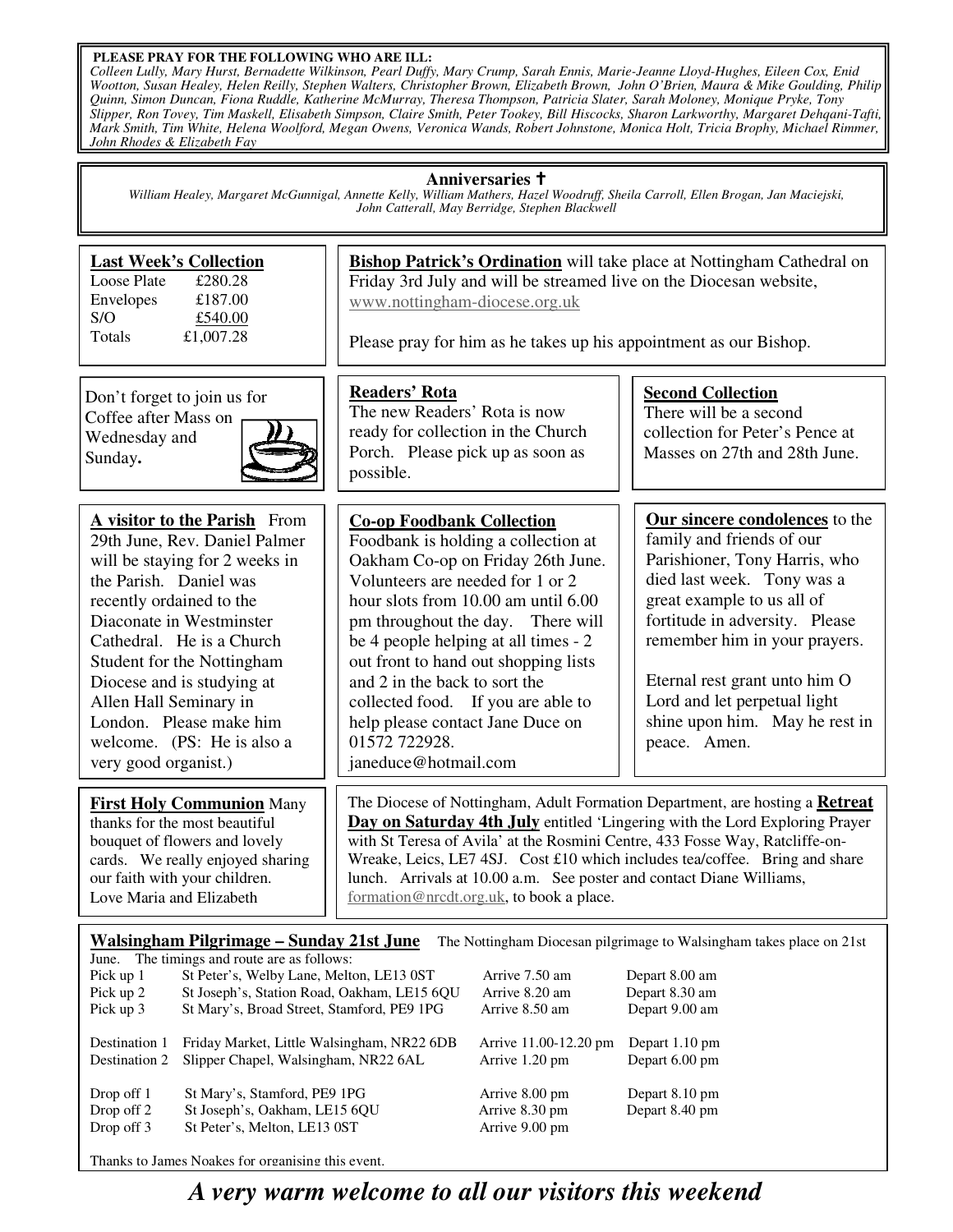**PLEASE PRAY FOR THE FOLLOWING WHO ARE ILL:**

*Colleen Lully, Mary Hurst, Bernadette Wilkinson, Pearl Duffy, Mary Crump, Sarah Ennis, Marie-Jeanne Lloyd-Hughes, Eileen Cox, Enid Wootton, Susan Healey, Helen Reilly, Stephen Walters, Christopher Brown, Elizabeth Brown, John O'Brien, Maura & Mike Goulding, Philip Quinn, Simon Duncan, Fiona Ruddle, Katherine McMurray, Theresa Thompson, Patricia Slater, Sarah Moloney, Monique Pryke, Tony Slipper, Ron Tovey, Tim Maskell, Elisabeth Simpson, Claire Smith, Peter Tookey, Bill Hiscocks, Sharon Larkworthy, Margaret Dehqani-Tafti, Mark Smith, Tim White, Helena Woolford, Megan Owens, Veronica Wands, Robert Johnstone, Monica Holt, Tricia Brophy, Michael Rimmer, John Rhodes & Elizabeth Fay*

**Anniversaries ✝**

*William Healey, Margaret McGunnigal, Annette Kelly, William Mathers, Hazel Woodruff, Sheila Carroll, Ellen Brogan, Jan Maciejski, John Catterall, May Berridge, Stephen Blackwell*

**Last Week's Collection**

| | |
|---|---|
| Loose Plate | £280.28 |
| Envelopes | £187.00 |
| S/O | £540.00 |
| Totals | £1,007.28 |

**Bishop Patrick's Ordination** will take place at Nottingham Cathedral on Friday 3rd July and will be streamed live on the Diocesan website, www.nottingham-diocese.org.uk

Please pray for him as he takes up his appointment as our Bishop.

Don't forget to join us for Coffee after Mass on Wednesday and Sunday**.**

**Readers' Rota**
The new Readers' Rota is now ready for collection in the Church Porch. Please pick up as soon as possible.

**Second Collection**
There will be a second collection for Peter's Pence at Masses on 27th and 28th June.

**A visitor to the Parish** From 29th June, Rev. Daniel Palmer will be staying for 2 weeks in the Parish. Daniel was recently ordained to the Diaconate in Westminster Cathedral. He is a Church Student for the Nottingham Diocese and is studying at Allen Hall Seminary in London. Please make him welcome. (PS: He is also a very good organist.)

**Co-op Foodbank Collection**
Foodbank is holding a collection at Oakham Co-op on Friday 26th June. Volunteers are needed for 1 or 2 hour slots from 10.00 am until 6.00 pm throughout the day. There will be 4 people helping at all times - 2 out front to hand out shopping lists and 2 in the back to sort the collected food. If you are able to help please contact Jane Duce on 01572 722928. janeduce@hotmail.com

**Our sincere condolences** to the family and friends of our Parishioner, Tony Harris, who died last week. Tony was a great example to us all of fortitude in adversity. Please remember him in your prayers.

Eternal rest grant unto him O Lord and let perpetual light shine upon him. May he rest in peace. Amen.

**First Holy Communion** Many thanks for the most beautiful bouquet of flowers and lovely cards. We really enjoyed sharing our faith with your children. Love Maria and Elizabeth

The Diocese of Nottingham, Adult Formation Department, are hosting a **Retreat Day on Saturday 4th July** entitled 'Lingering with the Lord Exploring Prayer with St Teresa of Avila' at the Rosmini Centre, 433 Fosse Way, Ratcliffe-on-Wreake, Leics, LE7 4SJ. Cost £10 which includes tea/coffee. Bring and share lunch. Arrivals at 10.00 a.m. See poster and contact Diane Williams, formation@nrcdt.org.uk, to book a place.

**Walsingham Pilgrimage – Sunday 21st June** The Nottingham Diocesan pilgrimage to Walsingham takes place on 21st June. The timings and route are as follows:

| | | | |
|---|---|---|---|
| Pick up 1 | St Peter's, Welby Lane, Melton, LE13 0ST | Arrive 7.50 am | Depart 8.00 am |
| Pick up 2 | St Joseph's, Station Road, Oakham, LE15 6QU | Arrive 8.20 am | Depart 8.30 am |
| Pick up 3 | St Mary's, Broad Street, Stamford, PE9 1PG | Arrive 8.50 am | Depart 9.00 am |
| Destination 1 | Friday Market, Little Walsingham, NR22 6DB | Arrive 11.00-12.20 pm | Depart 1.10 pm |
| Destination 2 | Slipper Chapel, Walsingham, NR22 6AL | Arrive 1.20 pm | Depart 6.00 pm |
| Drop off 1 | St Mary's, Stamford, PE9 1PG | Arrive 8.00 pm | Depart 8.10 pm |
| Drop off 2 | St Joseph's, Oakham, LE15 6QU | Arrive 8.30 pm | Depart 8.40 pm |
| Drop off 3 | St Peter's, Melton, LE13 0ST | Arrive 9.00 pm | |

Thanks to James Noakes for organising this event.

***A very warm welcome to all our visitors this weekend***